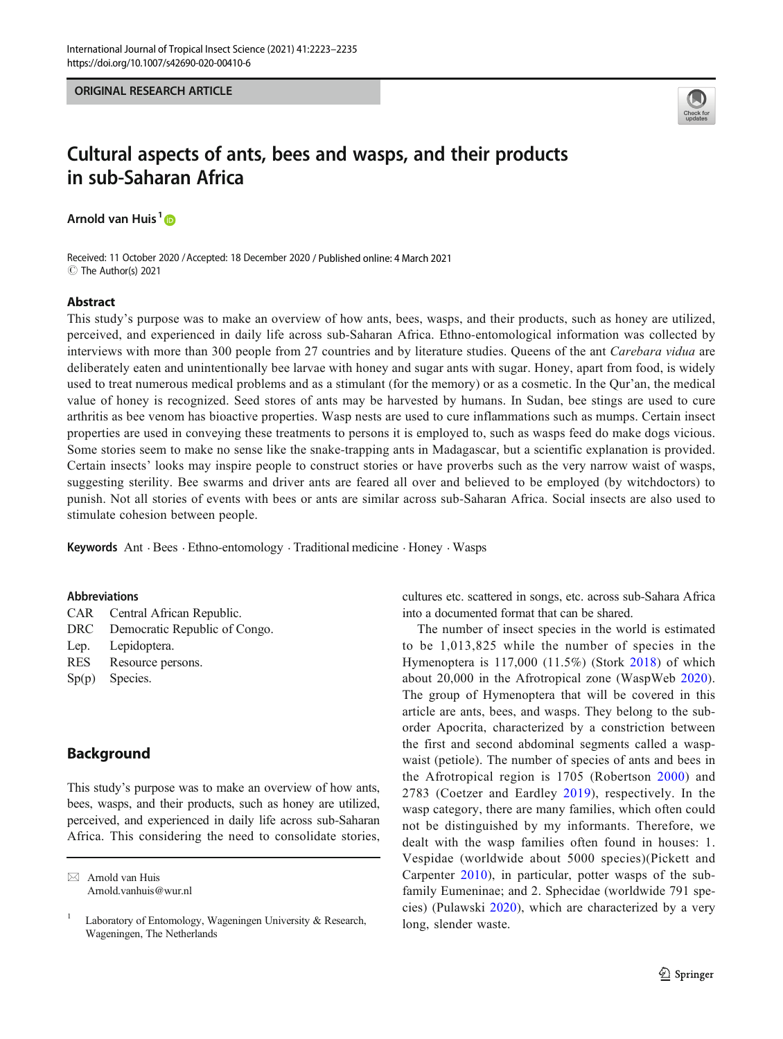ORIGINAL RESEARCH ARTICLE

# Cultural aspects of ants, bees and wasps, and their products in sub-Saharan Africa

**Arnold van Huis**[1]

Received: 11 October 2020 / Accepted: 18 December 2020 / Published online: 4 March 2021
© The Author(s) 2021

## Abstract

This study's purpose was to make an overview of how ants, bees, wasps, and their products, such as honey are utilized, perceived, and experienced in daily life across sub-Saharan Africa. Ethno-entomological information was collected by interviews with more than 300 people from 27 countries and by literature studies. Queens of the ant *Carebara vidua* are deliberately eaten and unintentionally bee larvae with honey and sugar ants with sugar. Honey, apart from food, is widely used to treat numerous medical problems and as a stimulant (for the memory) or as a cosmetic. In the Qur'an, the medical value of honey is recognized. Seed stores of ants may be harvested by humans. In Sudan, bee stings are used to cure arthritis as bee venom has bioactive properties. Wasp nests are used to cure inflammations such as mumps. Certain insect properties are used in conveying these treatments to persons it is employed to, such as wasps feed do make dogs vicious. Some stories seem to make no sense like the snake-trapping ants in Madagascar, but a scientific explanation is provided. Certain insects' looks may inspire people to construct stories or have proverbs such as the very narrow waist of wasps, suggesting sterility. Bee swarms and driver ants are feared all over and believed to be employed (by witchdoctors) to punish. Not all stories of events with bees or ants are similar across sub-Saharan Africa. Social insects are also used to stimulate cohesion between people.

**Keywords** Ant · Bees · Ethno-entomology · Traditional medicine · Honey · Wasps

**Abbreviations**

CAR Central African Republic.
DRC Democratic Republic of Congo.
Lep. Lepidoptera.
RES Resource persons.
Sp(p) Species.

## Background

This study's purpose was to make an overview of how ants, bees, wasps, and their products, such as honey are utilized, perceived, and experienced in daily life across sub-Saharan Africa. This considering the need to consolidate stories, cultures etc. scattered in songs, etc. across sub-Sahara Africa into a documented format that can be shared.

The number of insect species in the world is estimated to be 1,013,825 while the number of species in the Hymenoptera is 117,000 (11.5%) (Stork 2018) of which about 20,000 in the Afrotropical zone (WaspWeb 2020). The group of Hymenoptera that will be covered in this article are ants, bees, and wasps. They belong to the sub-order Apocrita, characterized by a constriction between the first and second abdominal segments called a wasp-waist (petiole). The number of species of ants and bees in the Afrotropical region is 1705 (Robertson 2000) and 2783 (Coetzer and Eardley 2019), respectively. In the wasp category, there are many families, which often could not be distinguished by my informants. Therefore, we dealt with the wasp families often found in houses: 1. Vespidae (worldwide about 5000 species)(Pickett and Carpenter 2010), in particular, potter wasps of the subfamily Eumeninae; and 2. Sphecidae (worldwide 791 species) (Pulawski 2020), which are characterized by a very long, slender waste.

✉ Arnold van Huis
Arnold.vanhuis@wur.nl

[1] Laboratory of Entomology, Wageningen University & Research, Wageningen, The Netherlands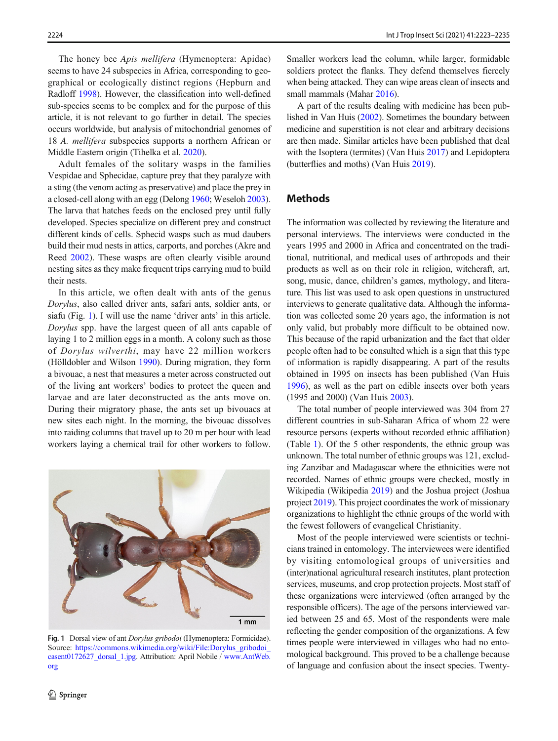The honey bee *Apis mellifera* (Hymenoptera: Apidae) seems to have 24 subspecies in Africa, corresponding to geographical or ecologically distinct regions (Hepburn and Radloff 1998). However, the classification into well-defined sub-species seems to be complex and for the purpose of this article, it is not relevant to go further in detail. The species occurs worldwide, but analysis of mitochondrial genomes of 18 *A. mellifera* subspecies supports a northern African or Middle Eastern origin (Tihelka et al. 2020).

Adult females of the solitary wasps in the families Vespidae and Sphecidae, capture prey that they paralyze with a sting (the venom acting as preservative) and place the prey in a closed-cell along with an egg (Delong 1960; Weseloh 2003). The larva that hatches feeds on the enclosed prey until fully developed. Species specialize on different prey and construct different kinds of cells. Sphecid wasps such as mud daubers build their mud nests in attics, carports, and porches (Akre and Reed 2002). These wasps are often clearly visible around nesting sites as they make frequent trips carrying mud to build their nests.

In this article, we often dealt with ants of the genus *Dorylus*, also called driver ants, safari ants, soldier ants, or siafu (Fig. 1). I will use the name 'driver ants' in this article. *Dorylus* spp. have the largest queen of all ants capable of laying 1 to 2 million eggs in a month. A colony such as those of *Dorylus wilverthi*, may have 22 million workers (Hölldobler and Wilson 1990). During migration, they form a bivouac, a nest that measures a meter across constructed out of the living ant workers' bodies to protect the queen and larvae and are later deconstructed as the ants move on. During their migratory phase, the ants set up bivouacs at new sites each night. In the morning, the bivouac dissolves into raiding columns that travel up to 20 m per hour with lead workers laying a chemical trail for other workers to follow.

**Fig. 1** Dorsal view of ant *Dorylus gribodoi* (Hymenoptera: Formicidae). Source: https://commons.wikimedia.org/wiki/File:Dorylus_gribodoi_casent0172627_dorsal_1.jpg. Attribution: April Nobile / www.AntWeb.org

Smaller workers lead the column, while larger, formidable soldiers protect the flanks. They defend themselves fiercely when being attacked. They can wipe areas clean of insects and small mammals (Mahar 2016).

A part of the results dealing with medicine has been published in Van Huis (2002). Sometimes the boundary between medicine and superstition is not clear and arbitrary decisions are then made. Similar articles have been published that deal with the Isoptera (termites) (Van Huis 2017) and Lepidoptera (butterflies and moths) (Van Huis 2019).

## Methods

The information was collected by reviewing the literature and personal interviews. The interviews were conducted in the years 1995 and 2000 in Africa and concentrated on the traditional, nutritional, and medical uses of arthropods and their products as well as on their role in religion, witchcraft, art, song, music, dance, children's games, mythology, and literature. This list was used to ask open questions in unstructured interviews to generate qualitative data. Although the information was collected some 20 years ago, the information is not only valid, but probably more difficult to be obtained now. This because of the rapid urbanization and the fact that older people often had to be consulted which is a sign that this type of information is rapidly disappearing. A part of the results obtained in 1995 on insects has been published (Van Huis 1996), as well as the part on edible insects over both years (1995 and 2000) (Van Huis 2003).

The total number of people interviewed was 304 from 27 different countries in sub-Saharan Africa of whom 22 were resource persons (experts without recorded ethnic affiliation) (Table 1). Of the 5 other respondents, the ethnic group was unknown. The total number of ethnic groups was 121, excluding Zanzibar and Madagascar where the ethnicities were not recorded. Names of ethnic groups were checked, mostly in Wikipedia (Wikipedia 2019) and the Joshua project (Joshua project 2019). This project coordinates the work of missionary organizations to highlight the ethnic groups of the world with the fewest followers of evangelical Christianity.

Most of the people interviewed were scientists or technicians trained in entomology. The interviewees were identified by visiting entomological groups of universities and (inter)national agricultural research institutes, plant protection services, museums, and crop protection projects. Most staff of these organizations were interviewed (often arranged by the responsible officers). The age of the persons interviewed varied between 25 and 65. Most of the respondents were male reflecting the gender composition of the organizations. A few times people were interviewed in villages who had no entomological background. This proved to be a challenge because of language and confusion about the insect species. Twenty-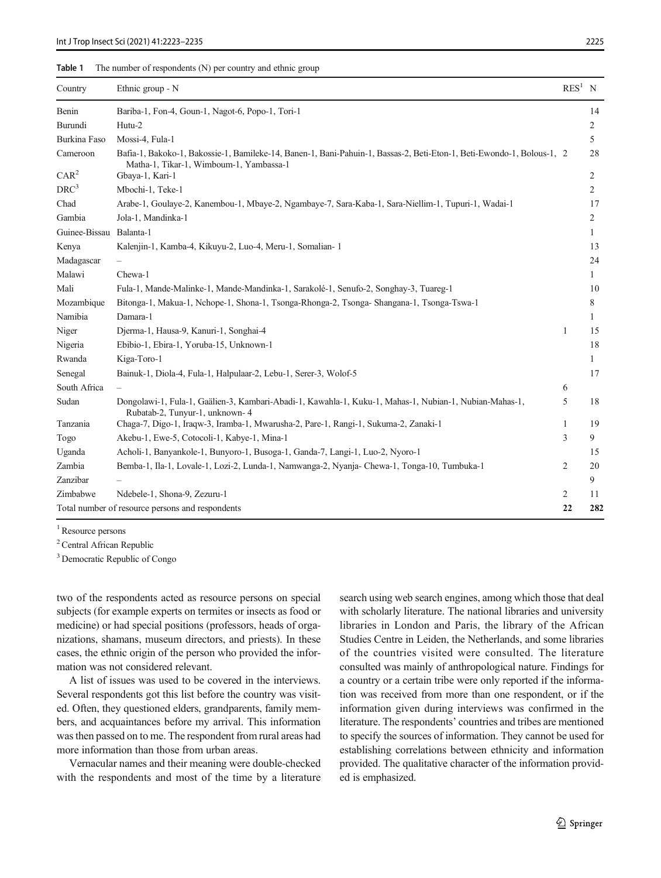**Table 1** The number of respondents (N) per country and ethnic group

| Country | Ethnic group - N | RES[1] | N |
|---|---|---|---|
| Benin | Bariba-1, Fon-4, Goun-1, Nagot-6, Popo-1, Tori-1 | | 14 |
| Burundi | Hutu-2 | | 2 |
| Burkina Faso | Mossi-4, Fula-1 | | 5 |
| Cameroon | Bafia-1, Bakoko-1, Bakossie-1, Bamileke-14, Banen-1, Bani-Pahuin-1, Bassas-2, Beti-Eton-1, Beti-Ewondo-1, Bolous-1, Matha-1, Tikar-1, Wimboum-1, Yambassa-1 | 2 | 28 |
| CAR[2] | Gbaya-1, Kari-1 | | 2 |
| DRC[3] | Mbochi-1, Teke-1 | | 2 |
| Chad | Arabe-1, Goulaye-2, Kanembou-1, Mbaye-2, Ngambaye-7, Sara-Kaba-1, Sara-Niellim-1, Tupuri-1, Wadai-1 | | 17 |
| Gambia | Jola-1, Mandinka-1 | | 2 |
| Guinee-Bissau | Balanta-1 | | 1 |
| Kenya | Kalenjin-1, Kamba-4, Kikuyu-2, Luo-4, Meru-1, Somalian- 1 | | 13 |
| Madagascar | – | | 24 |
| Malawi | Chewa-1 | | 1 |
| Mali | Fula-1, Mande-Malinke-1, Mande-Mandinka-1, Sarakolé-1, Senufo-2, Songhay-3, Tuareg-1 | | 10 |
| Mozambique | Bitonga-1, Makua-1, Nchope-1, Shona-1, Tsonga-Rhonga-2, Tsonga- Shangana-1, Tsonga-Tswa-1 | | 8 |
| Namibia | Damara-1 | | 1 |
| Niger | Djerma-1, Hausa-9, Kanuri-1, Songhai-4 | 1 | 15 |
| Nigeria | Ebibio-1, Ebira-1, Yoruba-15, Unknown-1 | | 18 |
| Rwanda | Kiga-Toro-1 | | 1 |
| Senegal | Bainuk-1, Diola-4, Fula-1, Halpulaar-2, Lebu-1, Serer-3, Wolof-5 | | 17 |
| South Africa | – | 6 | |
| Sudan | Dongolawi-1, Fula-1, Gaälien-3, Kambari-Abadi-1, Kawahla-1, Kuku-1, Mahas-1, Nubian-1, Nubian-Mahas-1, Rubatab-2, Tunyur-1, unknown- 4 | 5 | 18 |
| Tanzania | Chaga-7, Digo-1, Iraqw-3, Iramba-1, Mwarusha-2, Pare-1, Rangi-1, Sukuma-2, Zanaki-1 | 1 | 19 |
| Togo | Akebu-1, Ewe-5, Cotocoli-1, Kabye-1, Mina-1 | 3 | 9 |
| Uganda | Acholi-1, Banyankole-1, Bunyoro-1, Busoga-1, Ganda-7, Langi-1, Luo-2, Nyoro-1 | | 15 |
| Zambia | Bemba-1, Ila-1, Lovale-1, Lozi-2, Lunda-1, Namwanga-2, Nyanja- Chewa-1, Tonga-10, Tumbuka-1 | 2 | 20 |
| Zanzibar | – | | 9 |
| Zimbabwe | Ndebele-1, Shona-9, Zezuru-1 | 2 | 11 |
| Total number of resource persons and respondents | | 22 | 282 |

[1] Resource persons

[2] Central African Republic

[3] Democratic Republic of Congo

two of the respondents acted as resource persons on special subjects (for example experts on termites or insects as food or medicine) or had special positions (professors, heads of organizations, shamans, museum directors, and priests). In these cases, the ethnic origin of the person who provided the information was not considered relevant.

A list of issues was used to be covered in the interviews. Several respondents got this list before the country was visited. Often, they questioned elders, grandparents, family members, and acquaintances before my arrival. This information was then passed on to me. The respondent from rural areas had more information than those from urban areas.

Vernacular names and their meaning were double-checked with the respondents and most of the time by a literature search using web search engines, among which those that deal with scholarly literature. The national libraries and university libraries in London and Paris, the library of the African Studies Centre in Leiden, the Netherlands, and some libraries of the countries visited were consulted. The literature consulted was mainly of anthropological nature. Findings for a country or a certain tribe were only reported if the information was received from more than one respondent, or if the information given during interviews was confirmed in the literature. The respondents' countries and tribes are mentioned to specify the sources of information. They cannot be used for establishing correlations between ethnicity and information provided. The qualitative character of the information provided is emphasized.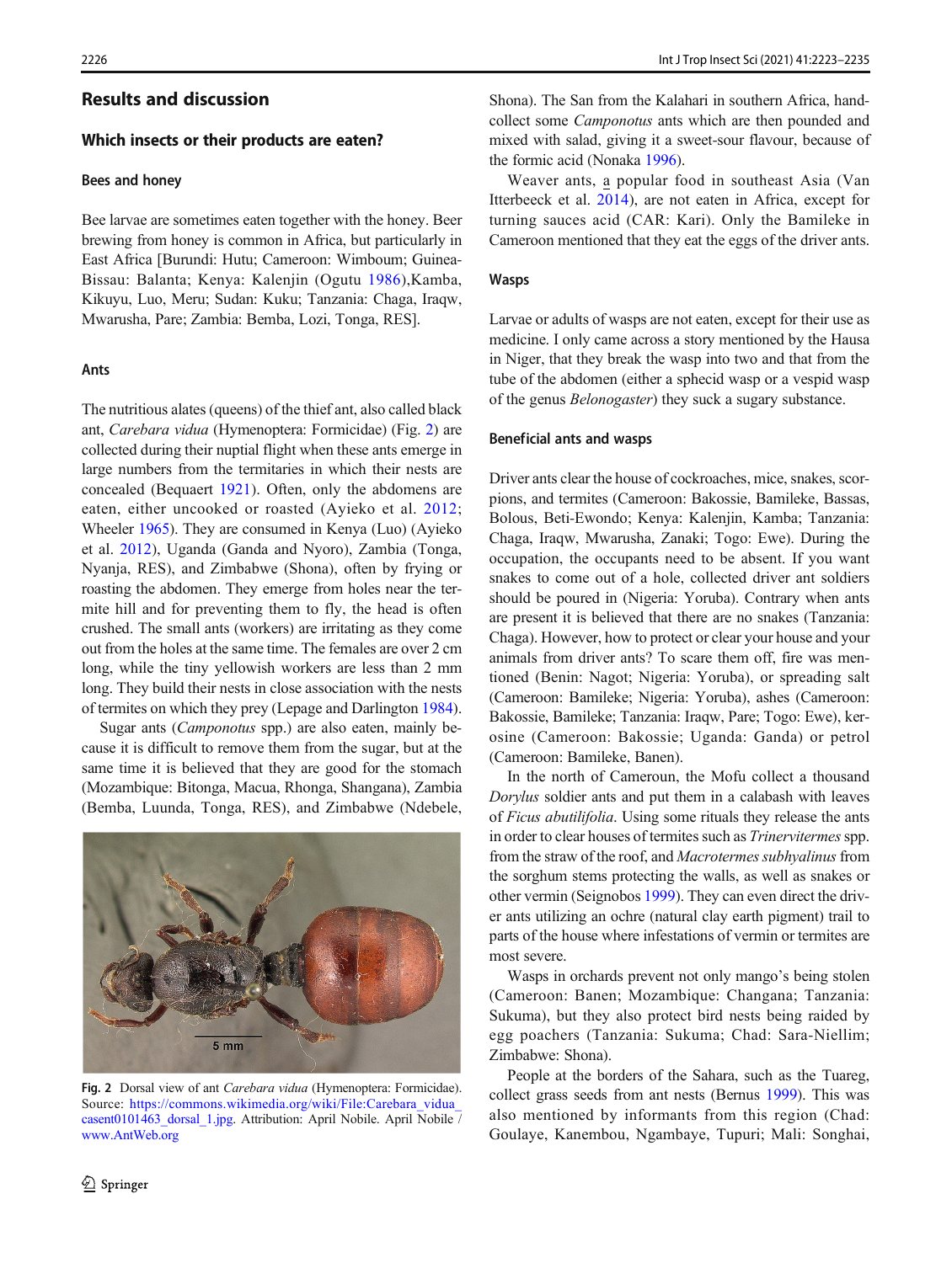## Results and discussion

### Which insects or their products are eaten?

#### Bees and honey

Bee larvae are sometimes eaten together with the honey. Beer brewing from honey is common in Africa, but particularly in East Africa [Burundi: Hutu; Cameroon: Wimboum; Guinea-Bissau: Balanta; Kenya: Kalenjin (Ogutu 1986),Kamba, Kikuyu, Luo, Meru; Sudan: Kuku; Tanzania: Chaga, Iraqw, Mwarusha, Pare; Zambia: Bemba, Lozi, Tonga, RES].

#### Ants

The nutritious alates (queens) of the thief ant, also called black ant, *Carebara vidua* (Hymenoptera: Formicidae) (Fig. 2) are collected during their nuptial flight when these ants emerge in large numbers from the termitaries in which their nests are concealed (Bequaert 1921). Often, only the abdomens are eaten, either uncooked or roasted (Ayieko et al. 2012; Wheeler 1965). They are consumed in Kenya (Luo) (Ayieko et al. 2012), Uganda (Ganda and Nyoro), Zambia (Tonga, Nyanja, RES), and Zimbabwe (Shona), often by frying or roasting the abdomen. They emerge from holes near the termite hill and for preventing them to fly, the head is often crushed. The small ants (workers) are irritating as they come out from the holes at the same time. The females are over 2 cm long, while the tiny yellowish workers are less than 2 mm long. They build their nests in close association with the nests of termites on which they prey (Lepage and Darlington 1984).

Sugar ants (*Camponotus* spp.) are also eaten, mainly because it is difficult to remove them from the sugar, but at the same time it is believed that they are good for the stomach (Mozambique: Bitonga, Macua, Rhonga, Shangana), Zambia (Bemba, Luunda, Tonga, RES), and Zimbabwe (Ndebele, Shona). The San from the Kalahari in southern Africa, hand-collect some *Camponotus* ants which are then pounded and mixed with salad, giving it a sweet-sour flavour, because of the formic acid (Nonaka 1996).

Fig. 2 Dorsal view of ant *Carebara vidua* (Hymenoptera: Formicidae). Source: https://commons.wikimedia.org/wiki/File:Carebara_vidua_casent0101463_dorsal_1.jpg. Attribution: April Nobile. April Nobile / www.AntWeb.org

Weaver ants, a popular food in southeast Asia (Van Itterbeeck et al. 2014), are not eaten in Africa, except for turning sauces acid (CAR: Kari). Only the Bamileke in Cameroon mentioned that they eat the eggs of the driver ants.

#### Wasps

Larvae or adults of wasps are not eaten, except for their use as medicine. I only came across a story mentioned by the Hausa in Niger, that they break the wasp into two and that from the tube of the abdomen (either a sphecid wasp or a vespid wasp of the genus *Belonogaster*) they suck a sugary substance.

#### Beneficial ants and wasps

Driver ants clear the house of cockroaches, mice, snakes, scorpions, and termites (Cameroon: Bakossie, Bamileke, Bassas, Bolous, Beti-Ewondo; Kenya: Kalenjin, Kamba; Tanzania: Chaga, Iraqw, Mwarusha, Zanaki; Togo: Ewe). During the occupation, the occupants need to be absent. If you want snakes to come out of a hole, collected driver ant soldiers should be poured in (Nigeria: Yoruba). Contrary when ants are present it is believed that there are no snakes (Tanzania: Chaga). However, how to protect or clear your house and your animals from driver ants? To scare them off, fire was mentioned (Benin: Nagot; Nigeria: Yoruba), or spreading salt (Cameroon: Bamileke; Nigeria: Yoruba), ashes (Cameroon: Bakossie, Bamileke; Tanzania: Iraqw, Pare; Togo: Ewe), kerosine (Cameroon: Bakossie; Uganda: Ganda) or petrol (Cameroon: Bamileke, Banen).

In the north of Cameroun, the Mofu collect a thousand *Dorylus* soldier ants and put them in a calabash with leaves of *Ficus abutilifolia*. Using some rituals they release the ants in order to clear houses of termites such as *Trinervitermes* spp. from the straw of the roof, and *Macrotermes subhyalinus* from the sorghum stems protecting the walls, as well as snakes or other vermin (Seignobos 1999). They can even direct the driver ants utilizing an ochre (natural clay earth pigment) trail to parts of the house where infestations of vermin or termites are most severe.

Wasps in orchards prevent not only mango's being stolen (Cameroon: Banen; Mozambique: Changana; Tanzania: Sukuma), but they also protect bird nests being raided by egg poachers (Tanzania: Sukuma; Chad: Sara-Niellim; Zimbabwe: Shona).

People at the borders of the Sahara, such as the Tuareg, collect grass seeds from ant nests (Bernus 1999). This was also mentioned by informants from this region (Chad: Goulaye, Kanembou, Ngambaye, Tupuri; Mali: Songhai,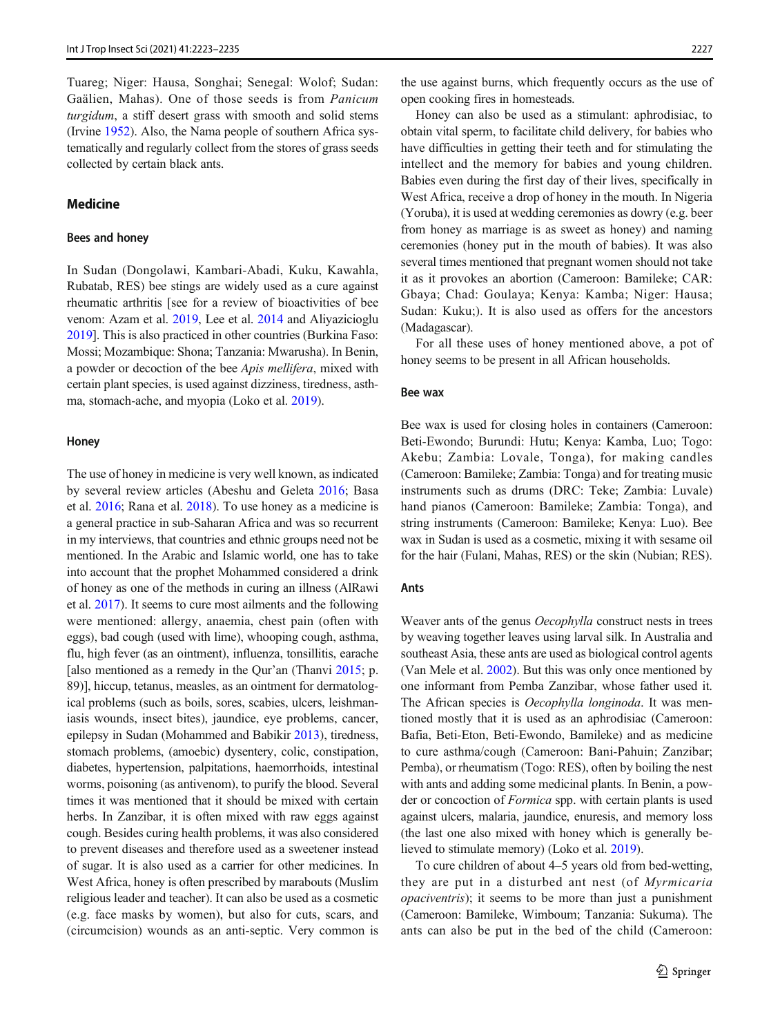Tuareg; Niger: Hausa, Songhai; Senegal: Wolof; Sudan: Gaälien, Mahas). One of those seeds is from *Panicum turgidum*, a stiff desert grass with smooth and solid stems (Irvine 1952). Also, the Nama people of southern Africa systematically and regularly collect from the stores of grass seeds collected by certain black ants.

## Medicine

### Bees and honey

In Sudan (Dongolawi, Kambari-Abadi, Kuku, Kawahla, Rubatab, RES) bee stings are widely used as a cure against rheumatic arthritis [see for a review of bioactivities of bee venom: Azam et al. 2019, Lee et al. 2014 and Aliyazicioglu 2019]. This is also practiced in other countries (Burkina Faso: Mossi; Mozambique: Shona; Tanzania: Mwarusha). In Benin, a powder or decoction of the bee *Apis mellifera*, mixed with certain plant species, is used against dizziness, tiredness, asthma, stomach-ache, and myopia (Loko et al. 2019).

### Honey

The use of honey in medicine is very well known, as indicated by several review articles (Abeshu and Geleta 2016; Basa et al. 2016; Rana et al. 2018). To use honey as a medicine is a general practice in sub-Saharan Africa and was so recurrent in my interviews, that countries and ethnic groups need not be mentioned. In the Arabic and Islamic world, one has to take into account that the prophet Mohammed considered a drink of honey as one of the methods in curing an illness (AlRawi et al. 2017). It seems to cure most ailments and the following were mentioned: allergy, anaemia, chest pain (often with eggs), bad cough (used with lime), whooping cough, asthma, flu, high fever (as an ointment), influenza, tonsillitis, earache [also mentioned as a remedy in the Qur'an (Thanvi 2015; p. 89)], hiccup, tetanus, measles, as an ointment for dermatological problems (such as boils, sores, scabies, ulcers, leishmaniasis wounds, insect bites), jaundice, eye problems, cancer, epilepsy in Sudan (Mohammed and Babikir 2013), tiredness, stomach problems, (amoebic) dysentery, colic, constipation, diabetes, hypertension, palpitations, haemorrhoids, intestinal worms, poisoning (as antivenom), to purify the blood. Several times it was mentioned that it should be mixed with certain herbs. In Zanzibar, it is often mixed with raw eggs against cough. Besides curing health problems, it was also considered to prevent diseases and therefore used as a sweetener instead of sugar. It is also used as a carrier for other medicines. In West Africa, honey is often prescribed by marabouts (Muslim religious leader and teacher). It can also be used as a cosmetic (e.g. face masks by women), but also for cuts, scars, and (circumcision) wounds as an anti-septic. Very common is the use against burns, which frequently occurs as the use of open cooking fires in homesteads.

Honey can also be used as a stimulant: aphrodisiac, to obtain vital sperm, to facilitate child delivery, for babies who have difficulties in getting their teeth and for stimulating the intellect and the memory for babies and young children. Babies even during the first day of their lives, specifically in West Africa, receive a drop of honey in the mouth. In Nigeria (Yoruba), it is used at wedding ceremonies as dowry (e.g. beer from honey as marriage is as sweet as honey) and naming ceremonies (honey put in the mouth of babies). It was also several times mentioned that pregnant women should not take it as it provokes an abortion (Cameroon: Bamileke; CAR: Gbaya; Chad: Goulaya; Kenya: Kamba; Niger: Hausa; Sudan: Kuku;). It is also used as offers for the ancestors (Madagascar).

For all these uses of honey mentioned above, a pot of honey seems to be present in all African households.

### Bee wax

Bee wax is used for closing holes in containers (Cameroon: Beti-Ewondo; Burundi: Hutu; Kenya: Kamba, Luo; Togo: Akebu; Zambia: Lovale, Tonga), for making candles (Cameroon: Bamileke; Zambia: Tonga) and for treating music instruments such as drums (DRC: Teke; Zambia: Luvale) hand pianos (Cameroon: Bamileke; Zambia: Tonga), and string instruments (Cameroon: Bamileke; Kenya: Luo). Bee wax in Sudan is used as a cosmetic, mixing it with sesame oil for the hair (Fulani, Mahas, RES) or the skin (Nubian; RES).

### Ants

Weaver ants of the genus *Oecophylla* construct nests in trees by weaving together leaves using larval silk. In Australia and southeast Asia, these ants are used as biological control agents (Van Mele et al. 2002). But this was only once mentioned by one informant from Pemba Zanzibar, whose father used it. The African species is *Oecophylla longinoda*. It was mentioned mostly that it is used as an aphrodisiac (Cameroon: Bafia, Beti-Eton, Beti-Ewondo, Bamileke) and as medicine to cure asthma/cough (Cameroon: Bani-Pahuin; Zanzibar; Pemba), or rheumatism (Togo: RES), often by boiling the nest with ants and adding some medicinal plants. In Benin, a powder or concoction of *Formica* spp. with certain plants is used against ulcers, malaria, jaundice, enuresis, and memory loss (the last one also mixed with honey which is generally believed to stimulate memory) (Loko et al. 2019).

To cure children of about 4–5 years old from bed-wetting, they are put in a disturbed ant nest (of *Myrmicaria opaciventris*); it seems to be more than just a punishment (Cameroon: Bamileke, Wimboum; Tanzania: Sukuma). The ants can also be put in the bed of the child (Cameroon: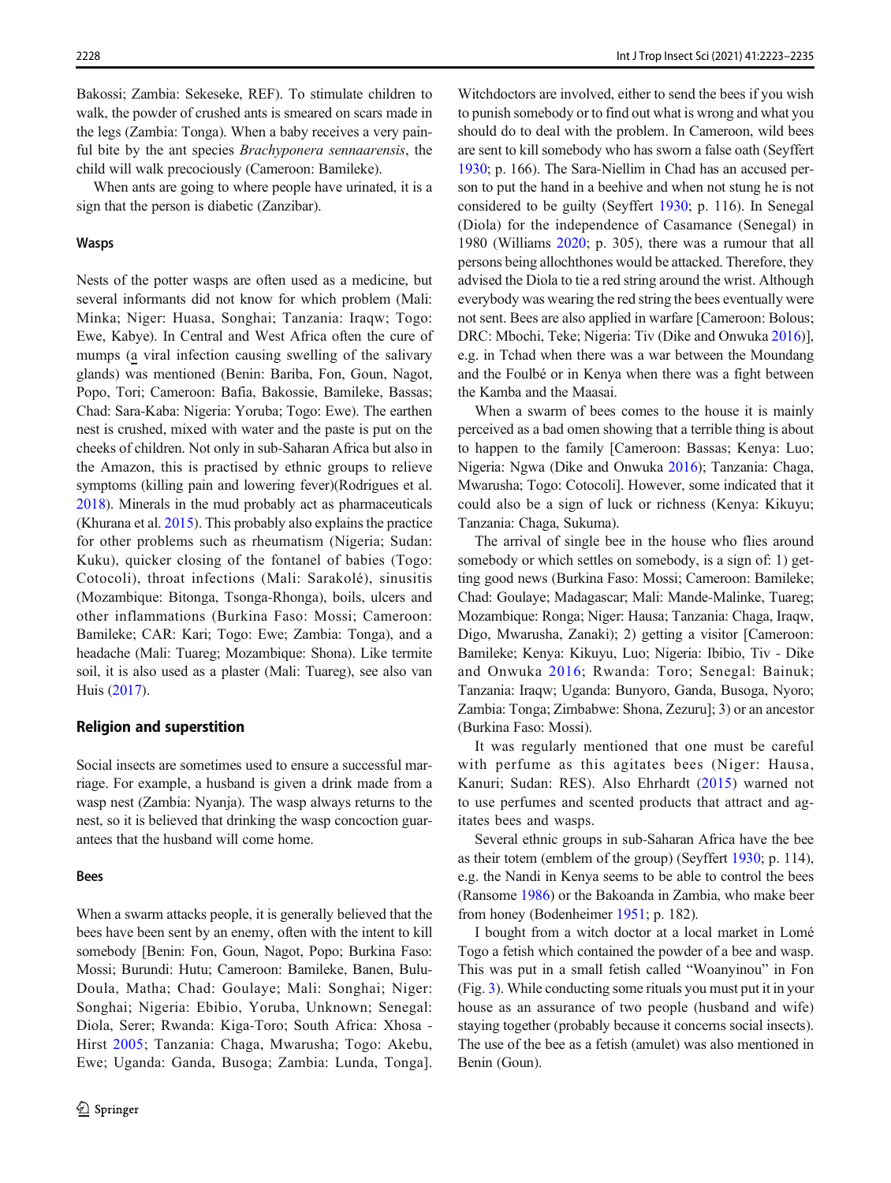Bakossi; Zambia: Sekeseke, REF). To stimulate children to walk, the powder of crushed ants is smeared on scars made in the legs (Zambia: Tonga). When a baby receives a very painful bite by the ant species *Brachyponera sennaarensis*, the child will walk precociously (Cameroon: Bamileke).

When ants are going to where people have urinated, it is a sign that the person is diabetic (Zanzibar).

### Wasps

Nests of the potter wasps are often used as a medicine, but several informants did not know for which problem (Mali: Minka; Niger: Huasa, Songhai; Tanzania: Iraqw; Togo: Ewe, Kabye). In Central and West Africa often the cure of mumps (a viral infection causing swelling of the salivary glands) was mentioned (Benin: Bariba, Fon, Goun, Nagot, Popo, Tori; Cameroon: Bafia, Bakossie, Bamileke, Bassas; Chad: Sara-Kaba: Nigeria: Yoruba; Togo: Ewe). The earthen nest is crushed, mixed with water and the paste is put on the cheeks of children. Not only in sub-Saharan Africa but also in the Amazon, this is practised by ethnic groups to relieve symptoms (killing pain and lowering fever)(Rodrigues et al. 2018). Minerals in the mud probably act as pharmaceuticals (Khurana et al. 2015). This probably also explains the practice for other problems such as rheumatism (Nigeria; Sudan: Kuku), quicker closing of the fontanel of babies (Togo: Cotocoli), throat infections (Mali: Sarakolé), sinusitis (Mozambique: Bitonga, Tsonga-Rhonga), boils, ulcers and other inflammations (Burkina Faso: Mossi; Cameroon: Bamileke; CAR: Kari; Togo: Ewe; Zambia: Tonga), and a headache (Mali: Tuareg; Mozambique: Shona). Like termite soil, it is also used as a plaster (Mali: Tuareg), see also van Huis (2017).

## Religion and superstition

Social insects are sometimes used to ensure a successful marriage. For example, a husband is given a drink made from a wasp nest (Zambia: Nyanja). The wasp always returns to the nest, so it is believed that drinking the wasp concoction guarantees that the husband will come home.

### Bees

When a swarm attacks people, it is generally believed that the bees have been sent by an enemy, often with the intent to kill somebody [Benin: Fon, Goun, Nagot, Popo; Burkina Faso: Mossi; Burundi: Hutu; Cameroon: Bamileke, Banen, Bulu-Doula, Matha; Chad: Goulaye; Mali: Songhai; Niger: Songhai; Nigeria: Ebibio, Yoruba, Unknown; Senegal: Diola, Serer; Rwanda: Kiga-Toro; South Africa: Xhosa - Hirst 2005; Tanzania: Chaga, Mwarusha; Togo: Akebu, Ewe; Uganda: Ganda, Busoga; Zambia: Lunda, Tonga]. Witchdoctors are involved, either to send the bees if you wish to punish somebody or to find out what is wrong and what you should do to deal with the problem. In Cameroon, wild bees are sent to kill somebody who has sworn a false oath (Seyffert 1930; p. 166). The Sara-Niellim in Chad has an accused person to put the hand in a beehive and when not stung he is not considered to be guilty (Seyffert 1930; p. 116). In Senegal (Diola) for the independence of Casamance (Senegal) in 1980 (Williams 2020; p. 305), there was a rumour that all persons being allochthones would be attacked. Therefore, they advised the Diola to tie a red string around the wrist. Although everybody was wearing the red string the bees eventually were not sent. Bees are also applied in warfare [Cameroon: Bolous; DRC: Mbochi, Teke; Nigeria: Tiv (Dike and Onwuka 2016)], e.g. in Tchad when there was a war between the Moundang and the Foulbé or in Kenya when there was a fight between the Kamba and the Maasai.

When a swarm of bees comes to the house it is mainly perceived as a bad omen showing that a terrible thing is about to happen to the family [Cameroon: Bassas; Kenya: Luo; Nigeria: Ngwa (Dike and Onwuka 2016); Tanzania: Chaga, Mwarusha; Togo: Cotocoli]. However, some indicated that it could also be a sign of luck or richness (Kenya: Kikuyu; Tanzania: Chaga, Sukuma).

The arrival of single bee in the house who flies around somebody or which settles on somebody, is a sign of: 1) getting good news (Burkina Faso: Mossi; Cameroon: Bamileke; Chad: Goulaye; Madagascar; Mali: Mande-Malinke, Tuareg; Mozambique: Ronga; Niger: Hausa; Tanzania: Chaga, Iraqw, Digo, Mwarusha, Zanaki); 2) getting a visitor [Cameroon: Bamileke; Kenya: Kikuyu, Luo; Nigeria: Ibibio, Tiv - Dike and Onwuka 2016; Rwanda: Toro; Senegal: Bainuk; Tanzania: Iraqw; Uganda: Bunyoro, Ganda, Busoga, Nyoro; Zambia: Tonga; Zimbabwe: Shona, Zezuru]; 3) or an ancestor (Burkina Faso: Mossi).

It was regularly mentioned that one must be careful with perfume as this agitates bees (Niger: Hausa, Kanuri; Sudan: RES). Also Ehrhardt (2015) warned not to use perfumes and scented products that attract and agitates bees and wasps.

Several ethnic groups in sub-Saharan Africa have the bee as their totem (emblem of the group) (Seyffert 1930; p. 114), e.g. the Nandi in Kenya seems to be able to control the bees (Ransome 1986) or the Bakoanda in Zambia, who make beer from honey (Bodenheimer 1951; p. 182).

I bought from a witch doctor at a local market in Lomé Togo a fetish which contained the powder of a bee and wasp. This was put in a small fetish called "Woanyinou" in Fon (Fig. 3). While conducting some rituals you must put it in your house as an assurance of two people (husband and wife) staying together (probably because it concerns social insects). The use of the bee as a fetish (amulet) was also mentioned in Benin (Goun).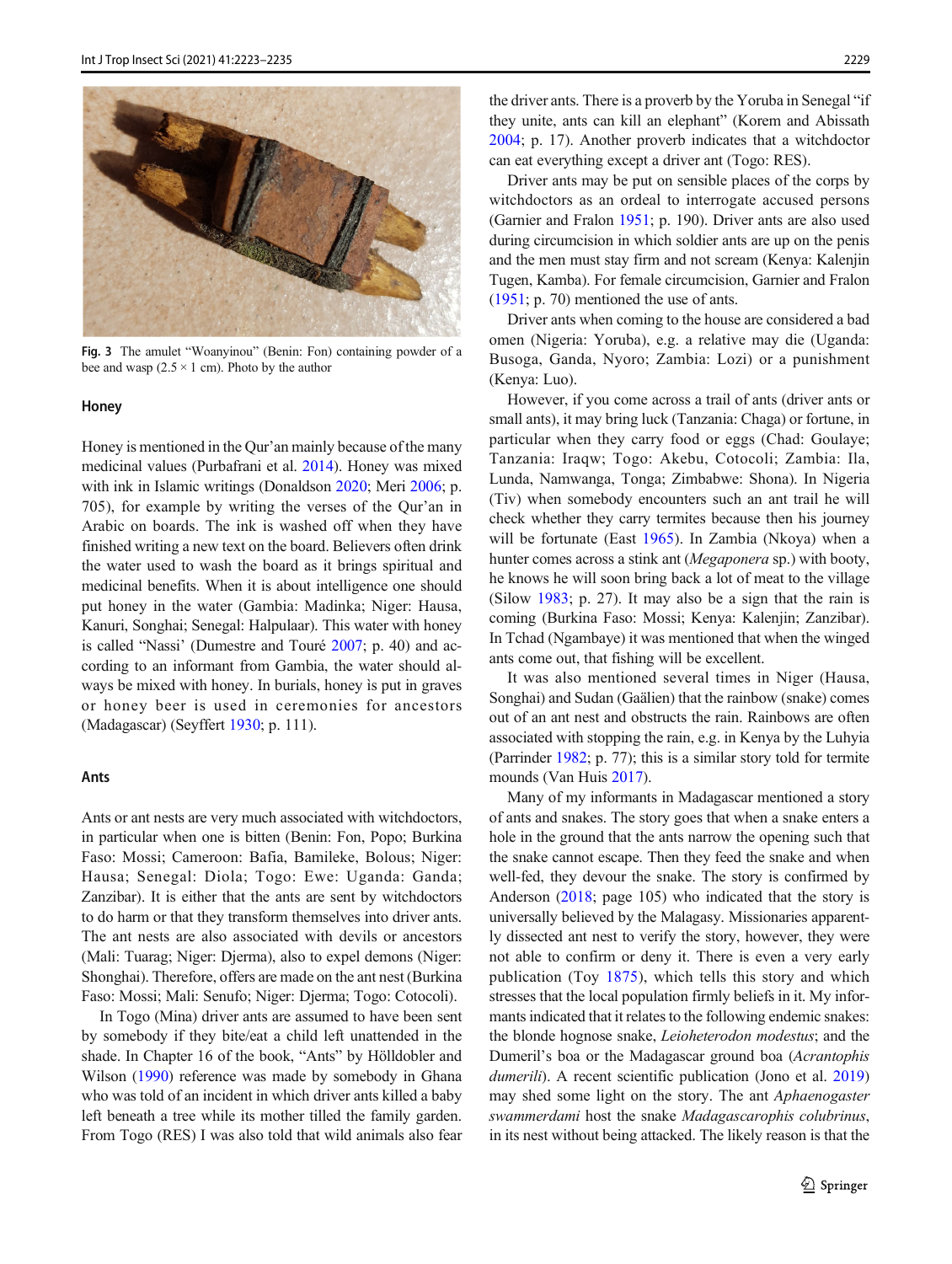Fig. 3 The amulet "Woanyinou" (Benin: Fon) containing powder of a bee and wasp (2.5 × 1 cm). Photo by the author

### Honey

Honey is mentioned in the Qur'an mainly because of the many medicinal values (Purbafrani et al. 2014). Honey was mixed with ink in Islamic writings (Donaldson 2020; Meri 2006; p. 705), for example by writing the verses of the Qur'an in Arabic on boards. The ink is washed off when they have finished writing a new text on the board. Believers often drink the water used to wash the board as it brings spiritual and medicinal benefits. When it is about intelligence one should put honey in the water (Gambia: Madinka; Niger: Hausa, Kanuri, Songhai; Senegal: Halpulaar). This water with honey is called "Nassi' (Dumestre and Touré 2007; p. 40) and according to an informant from Gambia, the water should always be mixed with honey. In burials, honey is put in graves or honey beer is used in ceremonies for ancestors (Madagascar) (Seyffert 1930; p. 111).

### Ants

Ants or ant nests are very much associated with witchdoctors, in particular when one is bitten (Benin: Fon, Popo; Burkina Faso: Mossi; Cameroon: Bafia, Bamileke, Bolous; Niger: Hausa; Senegal: Diola; Togo: Ewe: Uganda: Ganda; Zanzibar). It is either that the ants are sent by witchdoctors to do harm or that they transform themselves into driver ants. The ant nests are also associated with devils or ancestors (Mali: Tuarag; Niger: Djerma), also to expel demons (Niger: Shonghai). Therefore, offers are made on the ant nest (Burkina Faso: Mossi; Mali: Senufo; Niger: Djerma; Togo: Cotocoli).

In Togo (Mina) driver ants are assumed to have been sent by somebody if they bite/eat a child left unattended in the shade. In Chapter 16 of the book, "Ants" by Hölldobler and Wilson (1990) reference was made by somebody in Ghana who was told of an incident in which driver ants killed a baby left beneath a tree while its mother tilled the family garden. From Togo (RES) I was also told that wild animals also fear the driver ants. There is a proverb by the Yoruba in Senegal "if they unite, ants can kill an elephant" (Korem and Abissath 2004; p. 17). Another proverb indicates that a witchdoctor can eat everything except a driver ant (Togo: RES).

Driver ants may be put on sensible places of the corps by witchdoctors as an ordeal to interrogate accused persons (Garnier and Fralon 1951; p. 190). Driver ants are also used during circumcision in which soldier ants are up on the penis and the men must stay firm and not scream (Kenya: Kalenjin Tugen, Kamba). For female circumcision, Garnier and Fralon (1951; p. 70) mentioned the use of ants.

Driver ants when coming to the house are considered a bad omen (Nigeria: Yoruba), e.g. a relative may die (Uganda: Busoga, Ganda, Nyoro; Zambia: Lozi) or a punishment (Kenya: Luo).

However, if you come across a trail of ants (driver ants or small ants), it may bring luck (Tanzania: Chaga) or fortune, in particular when they carry food or eggs (Chad: Goulaye; Tanzania: Iraqw; Togo: Akebu, Cotocoli; Zambia: Ila, Lunda, Namwanga, Tonga; Zimbabwe: Shona). In Nigeria (Tiv) when somebody encounters such an ant trail he will check whether they carry termites because then his journey will be fortunate (East 1965). In Zambia (Nkoya) when a hunter comes across a stink ant (*Megaponera* sp.) with booty, he knows he will soon bring back a lot of meat to the village (Silow 1983; p. 27). It may also be a sign that the rain is coming (Burkina Faso: Mossi; Kenya: Kalenjin; Zanzibar). In Tchad (Ngambaye) it was mentioned that when the winged ants come out, that fishing will be excellent.

It was also mentioned several times in Niger (Hausa, Songhai) and Sudan (Gaälien) that the rainbow (snake) comes out of an ant nest and obstructs the rain. Rainbows are often associated with stopping the rain, e.g. in Kenya by the Luhyia (Parrinder 1982; p. 77); this is a similar story told for termite mounds (Van Huis 2017).

Many of my informants in Madagascar mentioned a story of ants and snakes. The story goes that when a snake enters a hole in the ground that the ants narrow the opening such that the snake cannot escape. Then they feed the snake and when well-fed, they devour the snake. The story is confirmed by Anderson (2018; page 105) who indicated that the story is universally believed by the Malagasy. Missionaries apparently dissected ant nest to verify the story, however, they were not able to confirm or deny it. There is even a very early publication (Toy 1875), which tells this story and which stresses that the local population firmly beliefs in it. My informants indicated that it relates to the following endemic snakes: the blonde hognose snake, *Leioheterodon modestus*; and the Dumeril's boa or the Madagascar ground boa (*Acrantophis dumerili*). A recent scientific publication (Jono et al. 2019) may shed some light on the story. The ant *Aphaenogaster swammerdami* host the snake *Madagascarophis colubrinus*, in its nest without being attacked. The likely reason is that the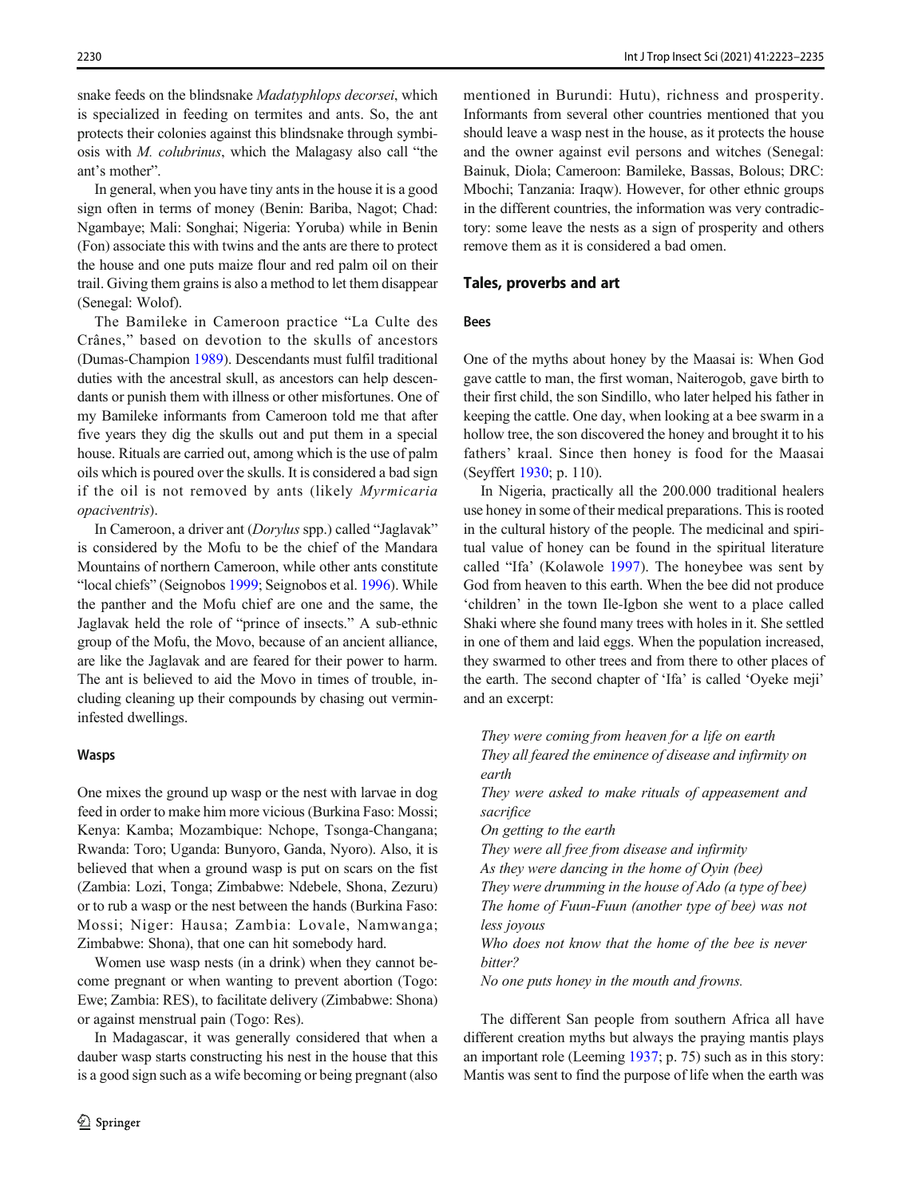snake feeds on the blindsnake *Madatyphlops decorsei*, which is specialized in feeding on termites and ants. So, the ant protects their colonies against this blindsnake through symbiosis with *M. colubrinus*, which the Malagasy also call "the ant's mother".

In general, when you have tiny ants in the house it is a good sign often in terms of money (Benin: Bariba, Nagot; Chad: Ngambaye; Mali: Songhai; Nigeria: Yoruba) while in Benin (Fon) associate this with twins and the ants are there to protect the house and one puts maize flour and red palm oil on their trail. Giving them grains is also a method to let them disappear (Senegal: Wolof).

The Bamileke in Cameroon practice "La Culte des Crânes," based on devotion to the skulls of ancestors (Dumas-Champion 1989). Descendants must fulfil traditional duties with the ancestral skull, as ancestors can help descendants or punish them with illness or other misfortunes. One of my Bamileke informants from Cameroon told me that after five years they dig the skulls out and put them in a special house. Rituals are carried out, among which is the use of palm oils which is poured over the skulls. It is considered a bad sign if the oil is not removed by ants (likely *Myrmicaria opaciventris*).

In Cameroon, a driver ant (*Dorylus* spp.) called "Jaglavak" is considered by the Mofu to be the chief of the Mandara Mountains of northern Cameroon, while other ants constitute "local chiefs" (Seignobos 1999; Seignobos et al. 1996). While the panther and the Mofu chief are one and the same, the Jaglavak held the role of "prince of insects." A sub-ethnic group of the Mofu, the Movo, because of an ancient alliance, are like the Jaglavak and are feared for their power to harm. The ant is believed to aid the Movo in times of trouble, including cleaning up their compounds by chasing out vermin-infested dwellings.

#### Wasps

One mixes the ground up wasp or the nest with larvae in dog feed in order to make him more vicious (Burkina Faso: Mossi; Kenya: Kamba; Mozambique: Nchope, Tsonga-Changana; Rwanda: Toro; Uganda: Bunyoro, Ganda, Nyoro). Also, it is believed that when a ground wasp is put on scars on the fist (Zambia: Lozi, Tonga; Zimbabwe: Ndebele, Shona, Zezuru) or to rub a wasp or the nest between the hands (Burkina Faso: Mossi; Niger: Hausa; Zambia: Lovale, Namwanga; Zimbabwe: Shona), that one can hit somebody hard.

Women use wasp nests (in a drink) when they cannot become pregnant or when wanting to prevent abortion (Togo: Ewe; Zambia: RES), to facilitate delivery (Zimbabwe: Shona) or against menstrual pain (Togo: Res).

In Madagascar, it was generally considered that when a dauber wasp starts constructing his nest in the house that this is a good sign such as a wife becoming or being pregnant (also mentioned in Burundi: Hutu), richness and prosperity. Informants from several other countries mentioned that you should leave a wasp nest in the house, as it protects the house and the owner against evil persons and witches (Senegal: Bainuk, Diola; Cameroon: Bamileke, Bassas, Bolous; DRC: Mbochi; Tanzania: Iraqw). However, for other ethnic groups in the different countries, the information was very contradictory: some leave the nests as a sign of prosperity and others remove them as it is considered a bad omen.

### Tales, proverbs and art

#### Bees

One of the myths about honey by the Maasai is: When God gave cattle to man, the first woman, Naiterogob, gave birth to their first child, the son Sindillo, who later helped his father in keeping the cattle. One day, when looking at a bee swarm in a hollow tree, the son discovered the honey and brought it to his fathers' kraal. Since then honey is food for the Maasai (Seyffert 1930; p. 110).

In Nigeria, practically all the 200.000 traditional healers use honey in some of their medical preparations. This is rooted in the cultural history of the people. The medicinal and spiritual value of honey can be found in the spiritual literature called 'Ifa' (Kolawole 1997). The honeybee was sent by God from heaven to this earth. When the bee did not produce 'children' in the town Ile-Igbon she went to a place called Shaki where she found many trees with holes in it. She settled in one of them and laid eggs. When the population increased, they swarmed to other trees and from there to other places of the earth. The second chapter of 'Ifa' is called 'Oyeke meji' and an excerpt:

*They were coming from heaven for a life on earth*
*They all feared the eminence of disease and infirmity on earth*
*They were asked to make rituals of appeasement and sacrifice*
*On getting to the earth*
*They were all free from disease and infirmity*
*As they were dancing in the home of Oyin (bee)*
*They were drumming in the house of Ado (a type of bee)*
*The home of Fuun-Fuun (another type of bee) was not less joyous*
*Who does not know that the home of the bee is never bitter?*
*No one puts honey in the mouth and frowns.*

The different San people from southern Africa all have different creation myths but always the praying mantis plays an important role (Leeming 1937; p. 75) such as in this story: Mantis was sent to find the purpose of life when the earth was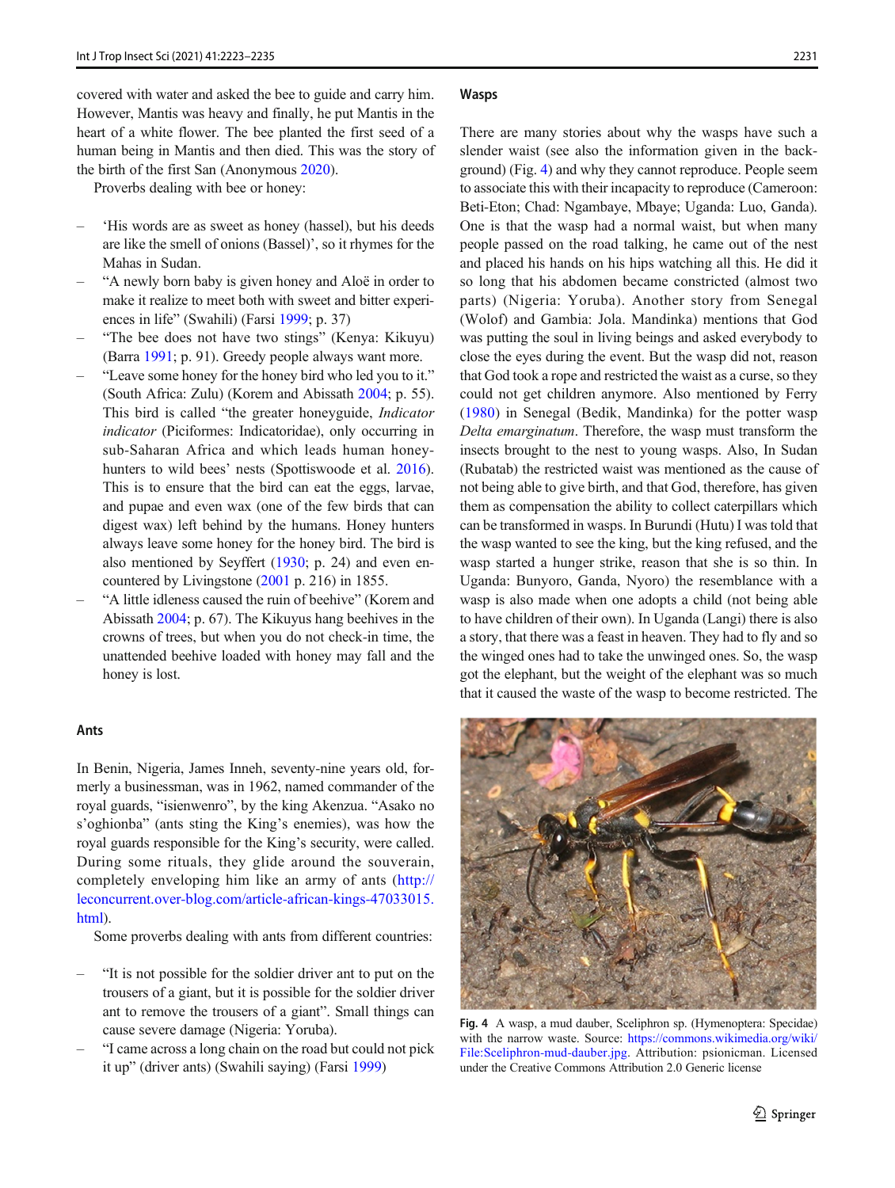covered with water and asked the bee to guide and carry him. However, Mantis was heavy and finally, he put Mantis in the heart of a white flower. The bee planted the first seed of a human being in Mantis and then died. This was the story of the birth of the first San (Anonymous 2020).

Proverbs dealing with bee or honey:

- 'His words are as sweet as honey (hassel), but his deeds are like the smell of onions (Bassel)', so it rhymes for the Mahas in Sudan.
- "A newly born baby is given honey and Aloë in order to make it realize to meet both with sweet and bitter experiences in life" (Swahili) (Farsi 1999; p. 37)
- "The bee does not have two stings" (Kenya: Kikuyu) (Barra 1991; p. 91). Greedy people always want more.
- "Leave some honey for the honey bird who led you to it." (South Africa: Zulu) (Korem and Abissath 2004; p. 55). This bird is called "the greater honeyguide, *Indicator indicator* (Piciformes: Indicatoridae), only occurring in sub-Saharan Africa and which leads honey-hunters to wild bees' nests (Spottiswoode et al. 2016). This is to ensure that the bird can eat the eggs, larvae, and pupae and even wax (one of the few birds that can digest wax) left behind by the humans. Honey hunters always leave some honey for the honey bird. The bird is also mentioned by Seyffert (1930; p. 24) and even encountered by Livingstone (2001 p. 216) in 1855.
- "A little idleness caused the ruin of beehive" (Korem and Abissath 2004; p. 67). The Kikuyus hang beehives in the crowns of trees, but when you do not check-in time, the unattended beehive loaded with honey may fall and the honey is lost.

## Ants

In Benin, Nigeria, James Inneh, seventy-nine years old, formerly a businessman, was in 1962, named commander of the royal guards, "isienwenro", by the king Akenzua. "Asako no s'oghionba" (ants sting the King's enemies), was how the royal guards responsible for the King's security, were called. During some rituals, they glide around the souverain, completely enveloping him like an army of ants (http://leconcurrent.over-blog.com/article-african-kings-47033015.html).

Some proverbs dealing with ants from different countries:

- "It is not possible for the soldier driver ant to put on the trousers of a giant, but it is possible for the soldier driver ant to remove the trousers of a giant". Small things can cause severe damage (Nigeria: Yoruba).
- "I came across a long chain on the road but could not pick it up" (driver ants) (Swahili saying) (Farsi 1999)

## Wasps

There are many stories about why the wasps have such a slender waist (see also the information given in the background) (Fig. 4) and why they cannot reproduce. People seem to associate this with their incapacity to reproduce (Cameroon: Beti-Eton; Chad: Ngambaye, Mbaye; Uganda: Luo, Ganda). One is that the wasp had a normal waist, but when many people passed on the road talking, he came out of the nest and placed his hands on his hips watching all this. He did it so long that his abdomen became constricted (almost two parts) (Nigeria: Yoruba). Another story from Senegal (Wolof) and Gambia: Jola. Mandinka) mentions that God was putting the soul in living beings and asked everybody to close the eyes during the event. But the wasp did not, reason that God took a rope and restricted the waist as a curse, so they could not get children anymore. Also mentioned by Ferry (1980) in Senegal (Bedik, Mandinka) for the potter wasp *Delta emarginatum*. Therefore, the wasp must transform the insects brought to the nest to young wasps. Also, In Sudan (Rubatab) the restricted waist was mentioned as the cause of not being able to give birth, and that God, therefore, has given them as compensation the ability to collect caterpillars which can be transformed in wasps. In Burundi (Hutu) I was told that the wasp wanted to see the king, but the king refused, and the wasp started a hunger strike, reason that she is so thin. In Uganda: Bunyoro, Ganda, Nyoro) the resemblance with a wasp is also made when one adopts a child (not being able to have children of their own). In Uganda (Langi) there is also a story, that there was a feast in heaven. They had to fly and so the winged ones had to take the unwinged ones. So, the wasp got the elephant, but the weight of the elephant was so much that it caused the waste of the wasp to become restricted. The

Fig. 4 A wasp, a mud dauber, Sceliphron sp. (Hymenoptera: Specidae) with the narrow waste. Source: https://commons.wikimedia.org/wiki/File:Sceliphron-mud-dauber.jpg. Attribution: psionicman. Licensed under the Creative Commons Attribution 2.0 Generic license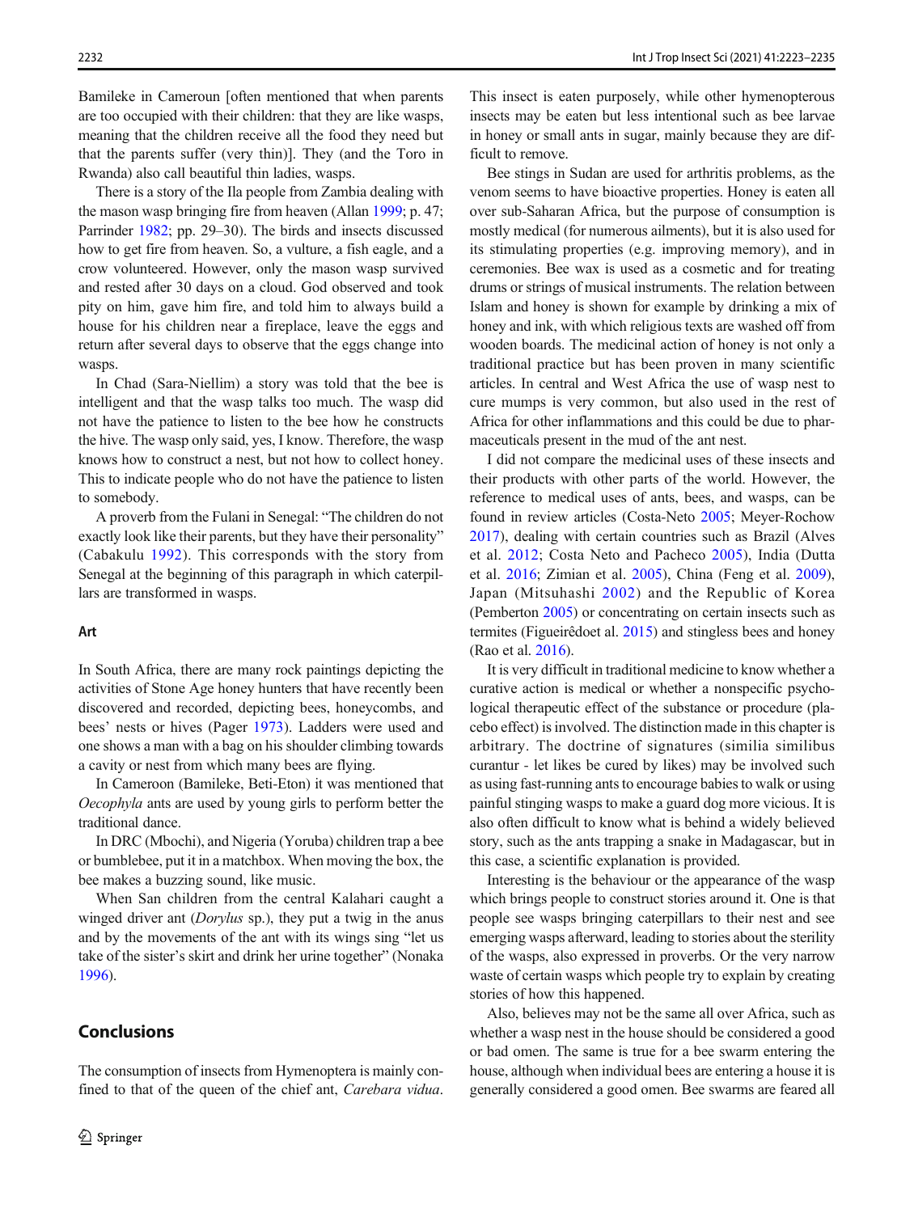Bamileke in Cameroun [often mentioned that when parents are too occupied with their children: that they are like wasps, meaning that the children receive all the food they need but that the parents suffer (very thin)]. They (and the Toro in Rwanda) also call beautiful thin ladies, wasps.

There is a story of the Ila people from Zambia dealing with the mason wasp bringing fire from heaven (Allan 1999; p. 47; Parrinder 1982; pp. 29–30). The birds and insects discussed how to get fire from heaven. So, a vulture, a fish eagle, and a crow volunteered. However, only the mason wasp survived and rested after 30 days on a cloud. God observed and took pity on him, gave him fire, and told him to always build a house for his children near a fireplace, leave the eggs and return after several days to observe that the eggs change into wasps.

In Chad (Sara-Niellim) a story was told that the bee is intelligent and that the wasp talks too much. The wasp did not have the patience to listen to the bee how he constructs the hive. The wasp only said, yes, I know. Therefore, the wasp knows how to construct a nest, but not how to collect honey. This to indicate people who do not have the patience to listen to somebody.

A proverb from the Fulani in Senegal: "The children do not exactly look like their parents, but they have their personality" (Cabakulu 1992). This corresponds with the story from Senegal at the beginning of this paragraph in which caterpillars are transformed in wasps.

### Art

In South Africa, there are many rock paintings depicting the activities of Stone Age honey hunters that have recently been discovered and recorded, depicting bees, honeycombs, and bees' nests or hives (Pager 1973). Ladders were used and one shows a man with a bag on his shoulder climbing towards a cavity or nest from which many bees are flying.

In Cameroon (Bamileke, Beti-Eton) it was mentioned that *Oecophyla* ants are used by young girls to perform better the traditional dance.

In DRC (Mbochi), and Nigeria (Yoruba) children trap a bee or bumblebee, put it in a matchbox. When moving the box, the bee makes a buzzing sound, like music.

When San children from the central Kalahari caught a winged driver ant (*Dorylus* sp.), they put a twig in the anus and by the movements of the ant with its wings sing "let us take of the sister's skirt and drink her urine together" (Nonaka 1996).

## Conclusions

The consumption of insects from Hymenoptera is mainly confined to that of the queen of the chief ant, *Carebara vidua*. This insect is eaten purposely, while other hymenopterous insects may be eaten but less intentional such as bee larvae in honey or small ants in sugar, mainly because they are difficult to remove.

Bee stings in Sudan are used for arthritis problems, as the venom seems to have bioactive properties. Honey is eaten all over sub-Saharan Africa, but the purpose of consumption is mostly medical (for numerous ailments), but it is also used for its stimulating properties (e.g. improving memory), and in ceremonies. Bee wax is used as a cosmetic and for treating drums or strings of musical instruments. The relation between Islam and honey is shown for example by drinking a mix of honey and ink, with which religious texts are washed off from wooden boards. The medicinal action of honey is not only a traditional practice but has been proven in many scientific articles. In central and West Africa the use of wasp nest to cure mumps is very common, but also used in the rest of Africa for other inflammations and this could be due to pharmaceuticals present in the mud of the ant nest.

I did not compare the medicinal uses of these insects and their products with other parts of the world. However, the reference to medical uses of ants, bees, and wasps, can be found in review articles (Costa-Neto 2005; Meyer-Rochow 2017), dealing with certain countries such as Brazil (Alves et al. 2012; Costa Neto and Pacheco 2005), India (Dutta et al. 2016; Zimian et al. 2005), China (Feng et al. 2009), Japan (Mitsuhashi 2002) and the Republic of Korea (Pemberton 2005) or concentrating on certain insects such as termites (Figueirêdoet al. 2015) and stingless bees and honey (Rao et al. 2016).

It is very difficult in traditional medicine to know whether a curative action is medical or whether a nonspecific psychological therapeutic effect of the substance or procedure (placebo effect) is involved. The distinction made in this chapter is arbitrary. The doctrine of signatures (similia similibus curantur - let likes be cured by likes) may be involved such as using fast-running ants to encourage babies to walk or using painful stinging wasps to make a guard dog more vicious. It is also often difficult to know what is behind a widely believed story, such as the ants trapping a snake in Madagascar, but in this case, a scientific explanation is provided.

Interesting is the behaviour or the appearance of the wasp which brings people to construct stories around it. One is that people see wasps bringing caterpillars to their nest and see emerging wasps afterward, leading to stories about the sterility of the wasps, also expressed in proverbs. Or the very narrow waste of certain wasps which people try to explain by creating stories of how this happened.

Also, believes may not be the same all over Africa, such as whether a wasp nest in the house should be considered a good or bad omen. The same is true for a bee swarm entering the house, although when individual bees are entering a house it is generally considered a good omen. Bee swarms are feared all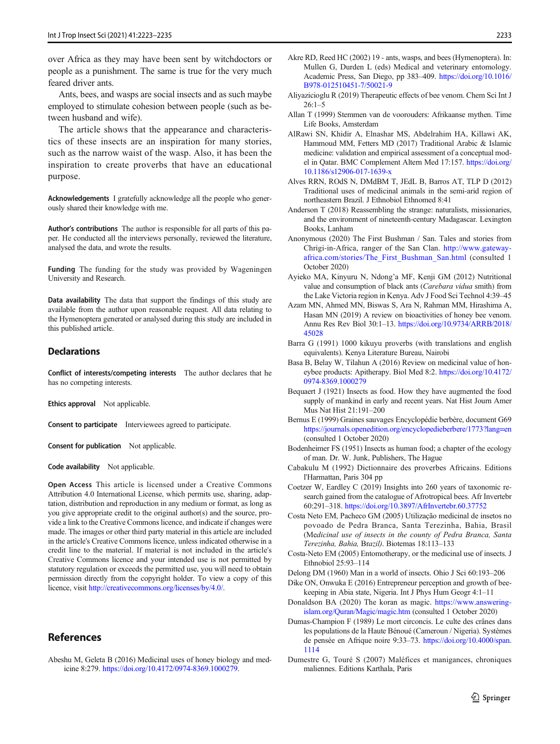over Africa as they may have been sent by witchdoctors or people as a punishment. The same is true for the very much feared driver ants.

Ants, bees, and wasps are social insects and as such maybe employed to stimulate cohesion between people (such as between husband and wife).

The article shows that the appearance and characteristics of these insects are an inspiration for many stories, such as the narrow waist of the wasp. Also, it has been the inspiration to create proverbs that have an educational purpose.

**Acknowledgements** I gratefully acknowledge all the people who generously shared their knowledge with me.

**Author's contributions** The author is responsible for all parts of this paper. He conducted all the interviews personally, reviewed the literature, analysed the data, and wrote the results.

**Funding** The funding for the study was provided by Wageningen University and Research.

**Data availability** The data that support the findings of this study are available from the author upon reasonable request. All data relating to the Hymenoptera generated or analysed during this study are included in this published article.

## Declarations

**Conflict of interests/competing interests** The author declares that he has no competing interests.

**Ethics approval** Not applicable.

**Consent to participate** Interviewees agreed to participate.

**Consent for publication** Not applicable.

**Code availability** Not applicable.

**Open Access** This article is licensed under a Creative Commons Attribution 4.0 International License, which permits use, sharing, adaptation, distribution and reproduction in any medium or format, as long as you give appropriate credit to the original author(s) and the source, provide a link to the Creative Commons licence, and indicate if changes were made. The images or other third party material in this article are included in the article's Creative Commons licence, unless indicated otherwise in a credit line to the material. If material is not included in the article's Creative Commons licence and your intended use is not permitted by statutory regulation or exceeds the permitted use, you will need to obtain permission directly from the copyright holder. To view a copy of this licence, visit http://creativecommons.org/licenses/by/4.0/.

## References

Abeshu M, Geleta B (2016) Medicinal uses of honey biology and medicine 8:279. https://doi.org/10.4172/0974-8369.1000279.

Akre RD, Reed HC (2002) 19 - ants, wasps, and bees (Hymenoptera). In: Mullen G, Durden L (eds) Medical and veterinary entomology. Academic Press, San Diego, pp 383–409. https://doi.org/10.1016/B978-012510451-7/50021-9

Aliyazicioglu R (2019) Therapeutic effects of bee venom. Chem Sci Int J 26:1–5

Allan T (1999) Stemmen van de voorouders: Afrikaanse mythen. Time Life Books, Amsterdam

AlRawi SN, Khidir A, Elnashar MS, Abdelrahim HA, Killawi AK, Hammoud MM, Fetters MD (2017) Traditional Arabic & Islamic medicine: validation and empirical assessment of a conceptual model in Qatar. BMC Complement Altern Med 17:157. https://doi.org/10.1186/s12906-017-1639-x

Alves RRN, ROdS N, DMdBM T, JEdL B, Barros AT, TLP D (2012) Traditional uses of medicinal animals in the semi-arid region of northeastern Brazil. J Ethnobiol Ethnomed 8:41

Anderson T (2018) Reassembling the strange: naturalists, missionaries, and the environment of nineteenth-century Madagascar. Lexington Books, Lanham

Anonymous (2020) The First Bushman / San. Tales and stories from Chrigi-in-Africa, ranger of the San Clan. http://www.gateway-africa.com/stories/The_First_Bushman_San.html (consulted 1 October 2020)

Ayieko MA, Kinyuru N, Ndong'a MF, Kenji GM (2012) Nutritional value and consumption of black ants (*Carebara vidua* smith) from the Lake Victoria region in Kenya. Adv J Food Sci Technol 4:39–45

Azam MN, Ahmed MN, Biswas S, Ara N, Rahman MM, Hirashima A, Hasan MN (2019) A review on bioactivities of honey bee venom. Annu Res Rev Biol 30:1–13. https://doi.org/10.9734/ARRB/2018/45028

Barra G (1991) 1000 kikuyu proverbs (with translations and english equivalents). Kenya Literature Bureau, Nairobi

Basa B, Belay W, Tilahun A (2016) Review on medicinal value of honeybee products: Apitherapy. Biol Med 8:2. https://doi.org/10.4172/0974-8369.1000279

Bequaert J (1921) Insects as food. How they have augmented the food supply of mankind in early and recent years. Nat Hist Journ Amer Mus Nat Hist 21:191–200

Bernus E (1999) Graines sauvages Encyclopédie berbère, document G69 https://journals.openedition.org/encyclopedieberbere/1773?lang=en (consulted 1 October 2020)

Bodenheimer FS (1951) Insects as human food; a chapter of the ecology of man. Dr. W. Junk, Publishers, The Hague

Cabakulu M (1992) Dictionnaire des proverbes Africains. Editions l'Harmattan, Paris 304 pp

Coetzer W, Eardley C (2019) Insights into 260 years of taxonomic research gained from the catalogue of Afrotropical bees. Afr Invertebr 60:291–318. https://doi.org/10.3897/AfrInvertebr.60.37752

Costa Neto EM, Pacheco GM (2005) Utilização medicinal de insetos no povoado de Pedra Branca, Santa Terezinha, Bahia, Brasil (*Medicinal use of insects in the county of Pedra Branca, Santa Terezinha, Bahia, Brazil)*. Biotemas 18:113–133

Costa-Neto EM (2005) Entomotherapy, or the medicinal use of insects. J Ethnobiol 25:93–114

Delong DM (1960) Man in a world of insects. Ohio J Sci 60:193–206

Dike ON, Onwuka E (2016) Entrepreneur perception and growth of beekeeping in Abia state, Nigeria. Int J Phys Hum Geogr 4:1–11

Donaldson BA (2020) The koran as magic. https://www.answering-islam.org/Quran/Magic/magic.htm (consulted 1 October 2020)

Dumas-Champion F (1989) Le mort circoncis. Le culte des crânes dans les populations de la Haute Bénoué (Cameroun / Nigeria). Systèmes de pensée en Afrique noire 9:33–73. https://doi.org/10.4000/span.1114

Dumestre G, Touré S (2007) Maléfices et manigances, chroniques maliennes. Editions Karthala, Paris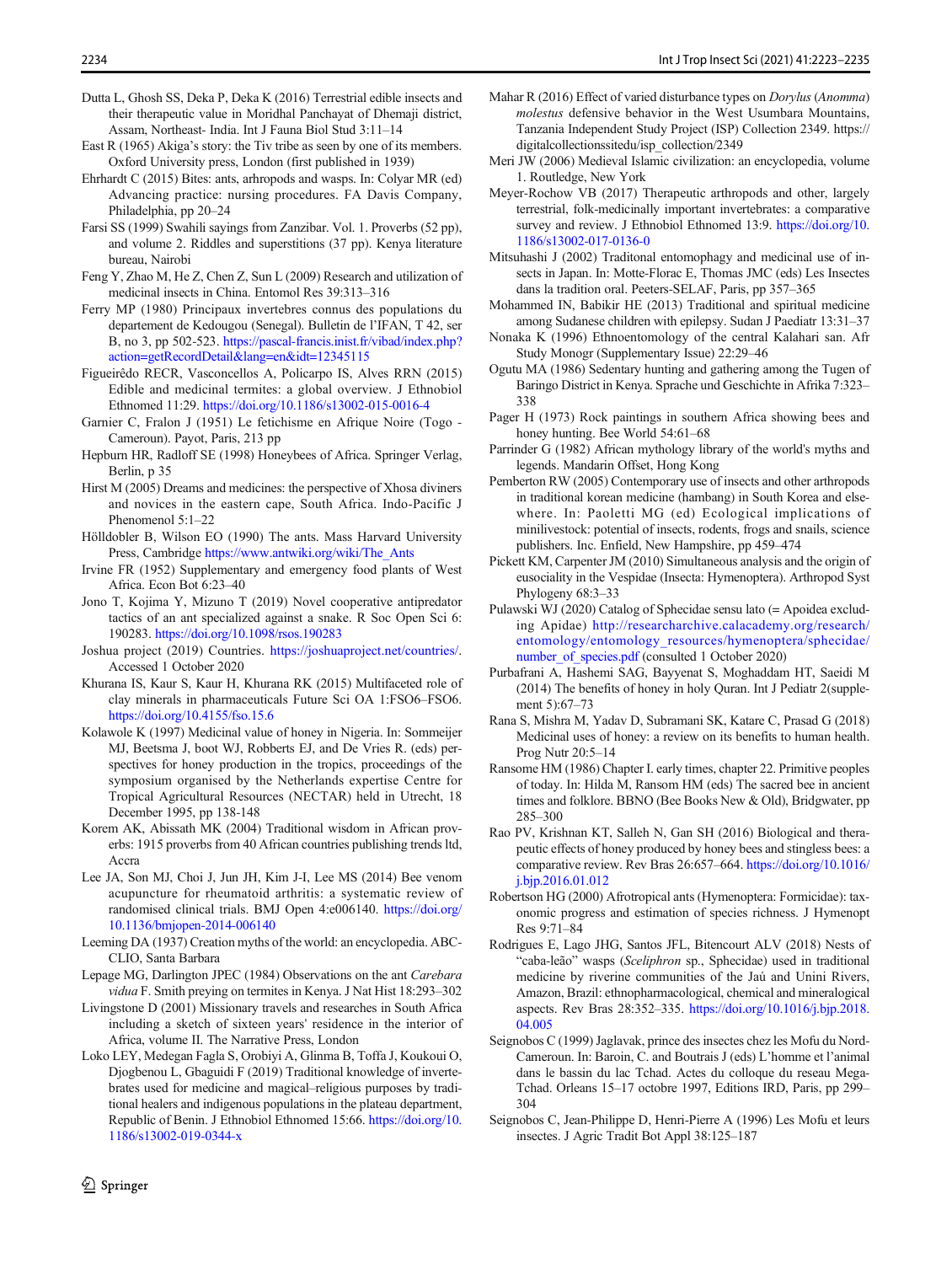Dutta L, Ghosh SS, Deka P, Deka K (2016) Terrestrial edible insects and their therapeutic value in Moridhal Panchayat of Dhemaji district, Assam, Northeast- India. Int J Fauna Biol Stud 3:11–14

East R (1965) Akiga's story: the Tiv tribe as seen by one of its members. Oxford University press, London (first published in 1939)

Ehrhardt C (2015) Bites: ants, arhropods and wasps. In: Colyar MR (ed) Advancing practice: nursing procedures. FA Davis Company, Philadelphia, pp 20–24

Farsi SS (1999) Swahili sayings from Zanzibar. Vol. 1. Proverbs (52 pp), and volume 2. Riddles and superstitions (37 pp). Kenya literature bureau, Nairobi

Feng Y, Zhao M, He Z, Chen Z, Sun L (2009) Research and utilization of medicinal insects in China. Entomol Res 39:313–316

Ferry MP (1980) Principaux invertebres connus des populations du departement de Kedougou (Senegal). Bulletin de l'IFAN, T 42, ser B, no 3, pp 502-523. https://pascal-francis.inist.fr/vibad/index.php?action=getRecordDetail&lang=en&idt=12345115

Figueirêdo RECR, Vasconcellos A, Policarpo IS, Alves RRN (2015) Edible and medicinal termites: a global overview. J Ethnobiol Ethnomed 11:29. https://doi.org/10.1186/s13002-015-0016-4

Garnier C, Fralon J (1951) Le fetichisme en Afrique Noire (Togo - Cameroun). Payot, Paris, 213 pp

Hepburn HR, Radloff SE (1998) Honeybees of Africa. Springer Verlag, Berlin, p 35

Hirst M (2005) Dreams and medicines: the perspective of Xhosa diviners and novices in the eastern cape, South Africa. Indo-Pacific J Phenomenol 5:1–22

Hölldobler B, Wilson EO (1990) The ants. Mass Harvard University Press, Cambridge https://www.antwiki.org/wiki/The_Ants

Irvine FR (1952) Supplementary and emergency food plants of West Africa. Econ Bot 6:23–40

Jono T, Kojima Y, Mizuno T (2019) Novel cooperative antipredator tactics of an ant specialized against a snake. R Soc Open Sci 6:190283. https://doi.org/10.1098/rsos.190283

Joshua project (2019) Countries. https://joshuaproject.net/countries/. Accessed 1 October 2020

Khurana IS, Kaur S, Kaur H, Khurana RK (2015) Multifaceted role of clay minerals in pharmaceuticals Future Sci OA 1:FSO6–FSO6. https://doi.org/10.4155/fso.15.6

Kolawole K (1997) Medicinal value of honey in Nigeria. In: Sommeijer MJ, Beetsma J, boot WJ, Robberts EJ, and De Vries R. (eds) perspectives for honey production in the tropics, proceedings of the symposium organised by the Netherlands expertise Centre for Tropical Agricultural Resources (NECTAR) held in Utrecht, 18 December 1995, pp 138-148

Korem AK, Abissath MK (2004) Traditional wisdom in African proverbs: 1915 proverbs from 40 African countries publishing trends ltd, Accra

Lee JA, Son MJ, Choi J, Jun JH, Kim J-I, Lee MS (2014) Bee venom acupuncture for rheumatoid arthritis: a systematic review of randomised clinical trials. BMJ Open 4:e006140. https://doi.org/10.1136/bmjopen-2014-006140

Leeming DA (1937) Creation myths of the world: an encyclopedia. ABC-CLIO, Santa Barbara

Lepage MG, Darlington JPEC (1984) Observations on the ant *Carebara vidua* F. Smith preying on termites in Kenya. J Nat Hist 18:293–302

Livingstone D (2001) Missionary travels and researches in South Africa including a sketch of sixteen years' residence in the interior of Africa, volume II. The Narrative Press, London

Loko LEY, Medegan Fagla S, Orobiyi A, Glinma B, Toffa J, Koukoui O, Djogbenou L, Gbaguidi F (2019) Traditional knowledge of invertebrates used for medicine and magical–religious purposes by traditional healers and indigenous populations in the plateau department, Republic of Benin. J Ethnobiol Ethnomed 15:66. https://doi.org/10.1186/s13002-019-0344-x

Mahar R (2016) Effect of varied disturbance types on *Dorylus* (*Anomma*) *molestus* defensive behavior in the West Usumbara Mountains, Tanzania Independent Study Project (ISP) Collection 2349. https://digitalcollectionssitedu/isp_collection/2349

Meri JW (2006) Medieval Islamic civilization: an encyclopedia, volume 1. Routledge, New York

Meyer-Rochow VB (2017) Therapeutic arthropods and other, largely terrestrial, folk-medicinally important invertebrates: a comparative survey and review. J Ethnobiol Ethnomed 13:9. https://doi.org/10.1186/s13002-017-0136-0

Mitsuhashi J (2002) Traditonal entomophagy and medicinal use of insects in Japan. In: Motte-Florac E, Thomas JMC (eds) Les Insectes dans la tradition oral. Peeters-SELAF, Paris, pp 357–365

Mohammed IN, Babikir HE (2013) Traditional and spiritual medicine among Sudanese children with epilepsy. Sudan J Paediatr 13:31–37

Nonaka K (1996) Ethnoentomology of the central Kalahari san. Afr Study Monogr (Supplementary Issue) 22:29–46

Ogutu MA (1986) Sedentary hunting and gathering among the Tugen of Baringo District in Kenya. Sprache und Geschichte in Afrika 7:323–338

Pager H (1973) Rock paintings in southern Africa showing bees and honey hunting. Bee World 54:61–68

Parrinder G (1982) African mythology library of the world's myths and legends. Mandarin Offset, Hong Kong

Pemberton RW (2005) Contemporary use of insects and other arthropods in traditional korean medicine (hambang) in South Korea and elsewhere. In: Paoletti MG (ed) Ecological implications of minilivestock: potential of insects, rodents, frogs and snails, science publishers. Inc. Enfield, New Hampshire, pp 459–474

Pickett KM, Carpenter JM (2010) Simultaneous analysis and the origin of eusociality in the Vespidae (Insecta: Hymenoptera). Arthropod Syst Phylogeny 68:3–33

Pulawski WJ (2020) Catalog of Sphecidae sensu lato (= Apoidea excluding Apidae) http://researcharchive.calacademy.org/research/entomology/entomology_resources/hymenoptera/sphecidae/number_of_species.pdf (consulted 1 October 2020)

Purbafrani A, Hashemi SAG, Bayyenat S, Moghaddam HT, Saeidi M (2014) The benefits of honey in holy Quran. Int J Pediatr 2(supplement 5):67–73

Rana S, Mishra M, Yadav D, Subramani SK, Katare C, Prasad G (2018) Medicinal uses of honey: a review on its benefits to human health. Prog Nutr 20:5–14

Ransome HM (1986) Chapter I. early times, chapter 22. Primitive peoples of today. In: Hilda M, Ransom HM (eds) The sacred bee in ancient times and folklore. BBNO (Bee Books New & Old), Bridgwater, pp 285–300

Rao PV, Krishnan KT, Salleh N, Gan SH (2016) Biological and therapeutic effects of honey produced by honey bees and stingless bees: a comparative review. Rev Bras 26:657–664. https://doi.org/10.1016/j.bjp.2016.01.012

Robertson HG (2000) Afrotropical ants (Hymenoptera: Formicidae): taxonomic progress and estimation of species richness. J Hymenopt Res 9:71–84

Rodrigues E, Lago JHG, Santos JFL, Bitencourt ALV (2018) Nests of "caba-leão" wasps (*Sceliphron* sp., Sphecidae) used in traditional medicine by riverine communities of the Jaú and Unini Rivers, Amazon, Brazil: ethnopharmacological, chemical and mineralogical aspects. Rev Bras 28:352–335. https://doi.org/10.1016/j.bjp.2018.04.005

Seignobos C (1999) Jaglavak, prince des insectes chez les Mofu du Nord-Cameroun. In: Baroin, C. and Boutrais J (eds) L'homme et l'animal dans le bassin du lac Tchad. Actes du colloque du reseau Mega-Tchad. Orleans 15–17 octobre 1997, Editions IRD, Paris, pp 299–304

Seignobos C, Jean-Philippe D, Henri-Pierre A (1996) Les Mofu et leurs insectes. J Agric Tradit Bot Appl 38:125–187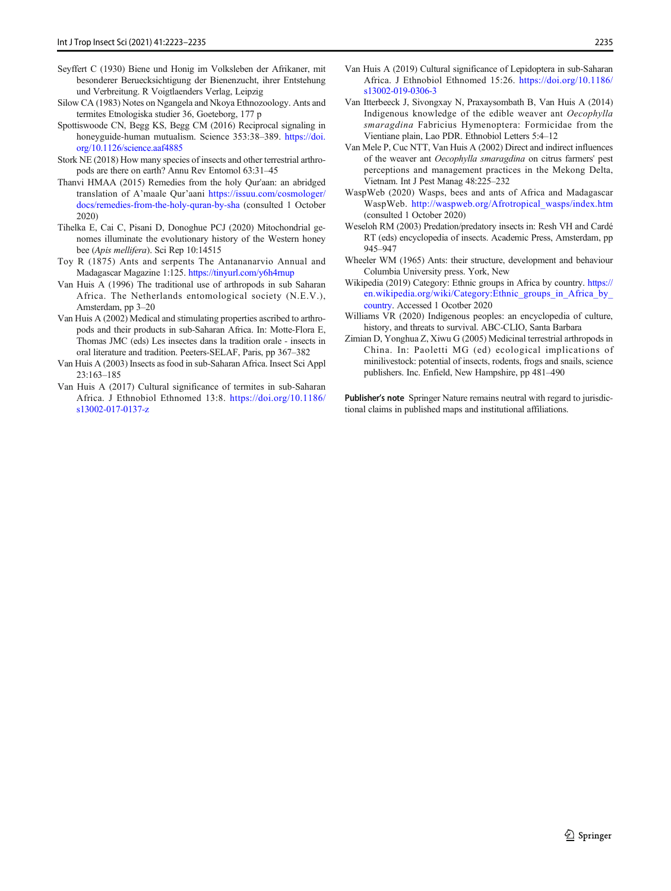Seyffert C (1930) Biene und Honig im Volksleben der Afrikaner, mit besonderer Beruecksichtigung der Bienenzucht, ihrer Entstehung und Verbreitung. R Voigtlaenders Verlag, Leipzig

Silow CA (1983) Notes on Ngangela and Nkoya Ethnozoology. Ants and termites Etnologiska studier 36, Goeteborg, 177 p

Spottiswoode CN, Begg KS, Begg CM (2016) Reciprocal signaling in honeyguide-human mutualism. Science 353:38–389. https://doi.org/10.1126/science.aaf4885

Stork NE (2018) How many species of insects and other terrestrial arthropods are there on earth? Annu Rev Entomol 63:31–45

Thanvi HMAA (2015) Remedies from the holy Qur'aan: an abridged translation of A'maale Qur'aani https://issuu.com/cosmologer/docs/remedies-from-the-holy-quran-by-sha (consulted 1 October 2020)

Tihelka E, Cai C, Pisani D, Donoghue PCJ (2020) Mitochondrial genomes illuminate the evolutionary history of the Western honey bee (*Apis mellifera*). Sci Rep 10:14515

Toy R (1875) Ants and serpents The Antananarvio Annual and Madagascar Magazine 1:125. https://tinyurl.com/y6h4rnup

Van Huis A (1996) The traditional use of arthropods in sub Saharan Africa. The Netherlands entomological society (N.E.V.), Amsterdam, pp 3–20

Van Huis A (2002) Medical and stimulating properties ascribed to arthropods and their products in sub-Saharan Africa. In: Motte-Flora E, Thomas JMC (eds) Les insectes dans la tradition orale - insects in oral literature and tradition. Peeters-SELAF, Paris, pp 367–382

Van Huis A (2003) Insects as food in sub-Saharan Africa. Insect Sci Appl 23:163–185

Van Huis A (2017) Cultural significance of termites in sub-Saharan Africa. J Ethnobiol Ethnomed 13:8. https://doi.org/10.1186/s13002-017-0137-z

Van Huis A (2019) Cultural significance of Lepidoptera in sub-Saharan Africa. J Ethnobiol Ethnomed 15:26. https://doi.org/10.1186/s13002-019-0306-3

Van Itterbeeck J, Sivongxay N, Praxaysombath B, Van Huis A (2014) Indigenous knowledge of the edible weaver ant *Oecophylla smaragdina* Fabricius Hymenoptera: Formicidae from the Vientiane plain, Lao PDR. Ethnobiol Letters 5:4–12

Van Mele P, Cuc NTT, Van Huis A (2002) Direct and indirect influences of the weaver ant *Oecophylla smaragdina* on citrus farmers' pest perceptions and management practices in the Mekong Delta, Vietnam. Int J Pest Manag 48:225–232

WaspWeb (2020) Wasps, bees and ants of Africa and Madagascar WaspWeb. http://waspweb.org/Afrotropical_wasps/index.htm (consulted 1 October 2020)

Weseloh RM (2003) Predation/predatory insects in: Resh VH and Cardé RT (eds) encyclopedia of insects. Academic Press, Amsterdam, pp 945–947

Wheeler WM (1965) Ants: their structure, development and behaviour Columbia University press. York, New

Wikipedia (2019) Category: Ethnic groups in Africa by country. https://en.wikipedia.org/wiki/Category:Ethnic_groups_in_Africa_by_country. Accessed 1 Octber 2020

Williams VR (2020) Indigenous peoples: an encyclopedia of culture, history, and threats to survival. ABC-CLIO, Santa Barbara

Zimian D, Yonghua Z, Xiwu G (2005) Medicinal terrestrial arthropods in China. In: Paoletti MG (ed) ecological implications of minilivestock: potential of insects, rodents, frogs and snails, science publishers. Inc. Enfield, New Hampshire, pp 481–490

**Publisher's note** Springer Nature remains neutral with regard to jurisdictional claims in published maps and institutional affiliations.